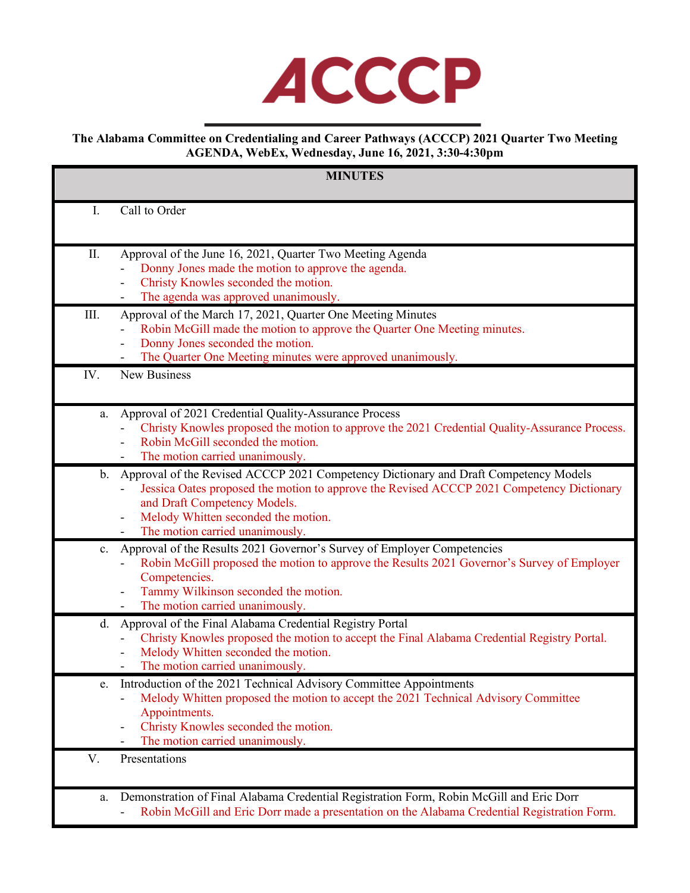# ACCCP

**The Alabama Committee on Credentialing and Career Pathways (ACCCP) 2021 Quarter Two Meeting AGENDA, WebEx, Wednesday, June 16, 2021, 3:30-4:30pm**

| | **MINUTES** |
|---|---|
| I. | Call to Order |
| II. | Approval of the June 16, 2021, Quarter Two Meeting Agenda<br>- Donny Jones made the motion to approve the agenda.<br>- Christy Knowles seconded the motion.<br>- The agenda was approved unanimously. |
| III. | Approval of the March 17, 2021, Quarter One Meeting Minutes<br>- Robin McGill made the motion to approve the Quarter One Meeting minutes.<br>- Donny Jones seconded the motion.<br>- The Quarter One Meeting minutes were approved unanimously. |
| IV. | New Business |
| a. | Approval of 2021 Credential Quality-Assurance Process<br>- Christy Knowles proposed the motion to approve the 2021 Credential Quality-Assurance Process.<br>- Robin McGill seconded the motion.<br>- The motion carried unanimously. |
| b. | Approval of the Revised ACCCP 2021 Competency Dictionary and Draft Competency Models<br>- Jessica Oates proposed the motion to approve the Revised ACCCP 2021 Competency Dictionary and Draft Competency Models.<br>- Melody Whitten seconded the motion.<br>- The motion carried unanimously. |
| c. | Approval of the Results 2021 Governor's Survey of Employer Competencies<br>- Robin McGill proposed the motion to approve the Results 2021 Governor's Survey of Employer Competencies.<br>- Tammy Wilkinson seconded the motion.<br>- The motion carried unanimously. |
| d. | Approval of the Final Alabama Credential Registry Portal<br>- Christy Knowles proposed the motion to accept the Final Alabama Credential Registry Portal.<br>- Melody Whitten seconded the motion.<br>- The motion carried unanimously. |
| e. | Introduction of the 2021 Technical Advisory Committee Appointments<br>- Melody Whitten proposed the motion to accept the 2021 Technical Advisory Committee Appointments.<br>- Christy Knowles seconded the motion.<br>- The motion carried unanimously. |
| V. | Presentations |
| a. | Demonstration of Final Alabama Credential Registration Form, Robin McGill and Eric Dorr<br>- Robin McGill and Eric Dorr made a presentation on the Alabama Credential Registration Form. |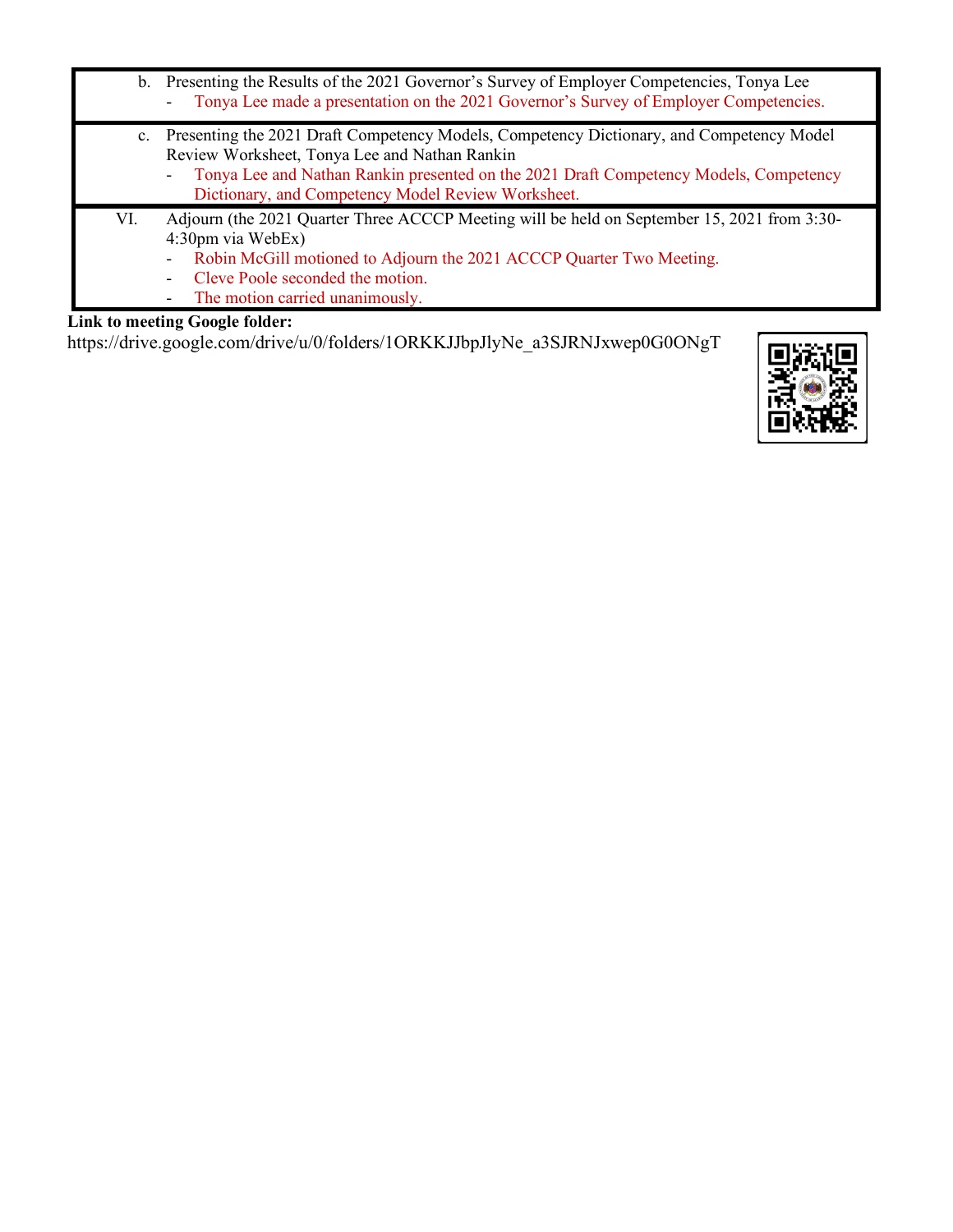| | |
|---|---|
| b. | Presenting the Results of the 2021 Governor's Survey of Employer Competencies, Tonya Lee<br>- Tonya Lee made a presentation on the 2021 Governor's Survey of Employer Competencies. |
| c. | Presenting the 2021 Draft Competency Models, Competency Dictionary, and Competency Model Review Worksheet, Tonya Lee and Nathan Rankin<br>- Tonya Lee and Nathan Rankin presented on the 2021 Draft Competency Models, Competency Dictionary, and Competency Model Review Worksheet. |
| VI. | Adjourn (the 2021 Quarter Three ACCCP Meeting will be held on September 15, 2021 from 3:30-4:30pm via WebEx)<br>- Robin McGill motioned to Adjourn the 2021 ACCCP Quarter Two Meeting.<br>- Cleve Poole seconded the motion.<br>- The motion carried unanimously. |

**Link to meeting Google folder:**

https://drive.google.com/drive/u/0/folders/1ORKKJJbpJlyNe_a3SJRNJxwep0G0ONgT